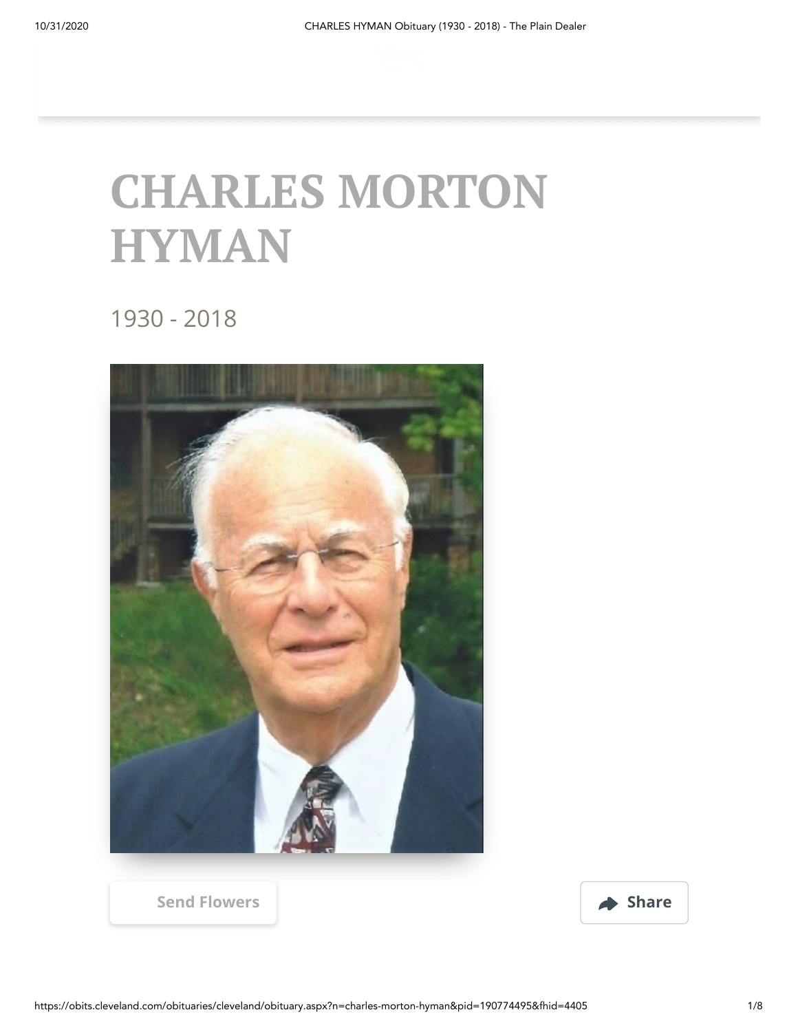# CHARLES MORTON HYMAN

1930 - 2018

Send Flowers

Share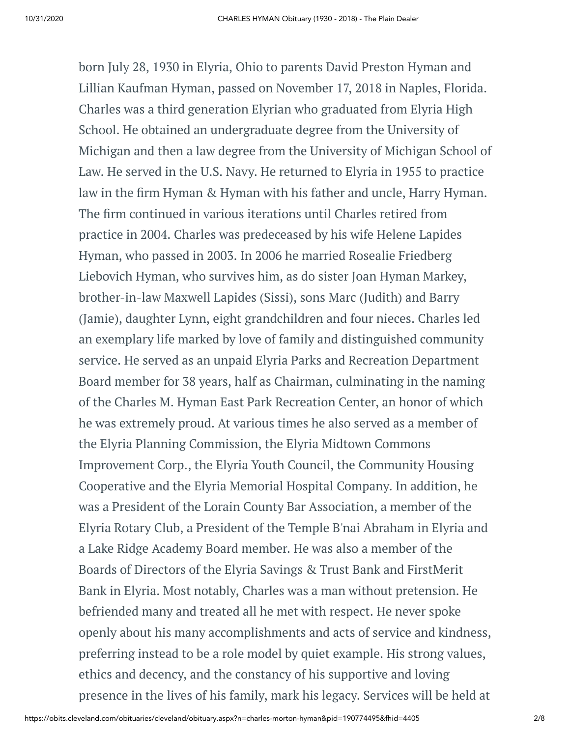born July 28, 1930 in Elyria, Ohio to parents David Preston Hyman and Lillian Kaufman Hyman, passed on November 17, 2018 in Naples, Florida. Charles was a third generation Elyrian who graduated from Elyria High School. He obtained an undergraduate degree from the University of Michigan and then a law degree from the University of Michigan School of Law. He served in the U.S. Navy. He returned to Elyria in 1955 to practice law in the firm Hyman & Hyman with his father and uncle, Harry Hyman. The firm continued in various iterations until Charles retired from practice in 2004. Charles was predeceased by his wife Helene Lapides Hyman, who passed in 2003. In 2006 he married Rosealie Friedberg Liebovich Hyman, who survives him, as do sister Joan Hyman Markey, brother-in-law Maxwell Lapides (Sissi), sons Marc (Judith) and Barry (Jamie), daughter Lynn, eight grandchildren and four nieces. Charles led an exemplary life marked by love of family and distinguished community service. He served as an unpaid Elyria Parks and Recreation Department Board member for 38 years, half as Chairman, culminating in the naming of the Charles M. Hyman East Park Recreation Center, an honor of which he was extremely proud. At various times he also served as a member of the Elyria Planning Commission, the Elyria Midtown Commons Improvement Corp., the Elyria Youth Council, the Community Housing Cooperative and the Elyria Memorial Hospital Company. In addition, he was a President of the Lorain County Bar Association, a member of the Elyria Rotary Club, a President of the Temple B'nai Abraham in Elyria and a Lake Ridge Academy Board member. He was also a member of the Boards of Directors of the Elyria Savings & Trust Bank and FirstMerit Bank in Elyria. Most notably, Charles was a man without pretension. He befriended many and treated all he met with respect. He never spoke openly about his many accomplishments and acts of service and kindness, preferring instead to be a role model by quiet example. His strong values, ethics and decency, and the constancy of his supportive and loving presence in the lives of his family, mark his legacy. Services will be held at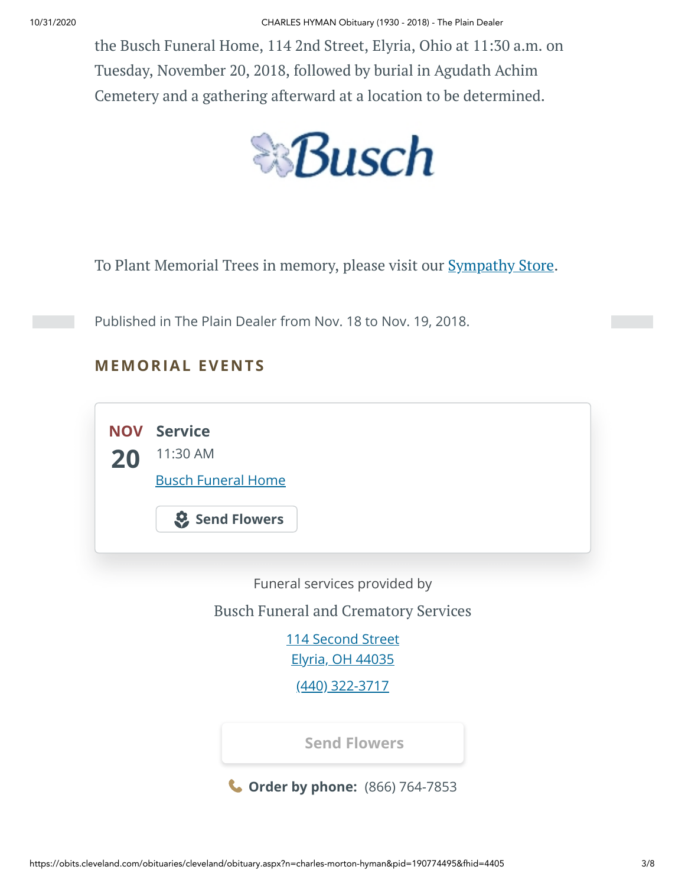the Busch Funeral Home, 114 2nd Street, Elyria, Ohio at 11:30 a.m. on Tuesday, November 20, 2018, followed by burial in Agudath Achim Cemetery and a gathering afterward at a location to be determined.

Busch

To Plant Memorial Trees in memory, please visit our Sympathy Store.

Published in The Plain Dealer from Nov. 18 to Nov. 19, 2018.

## MEMORIAL EVENTS

**NOV 20**

**Service**

11:30 AM

Busch Funeral Home

Send Flowers

Funeral services provided by

Busch Funeral and Crematory Services

114 Second Street
Elyria, OH 44035

(440) 322-3717

Send Flowers

**Order by phone:** (866) 764-7853